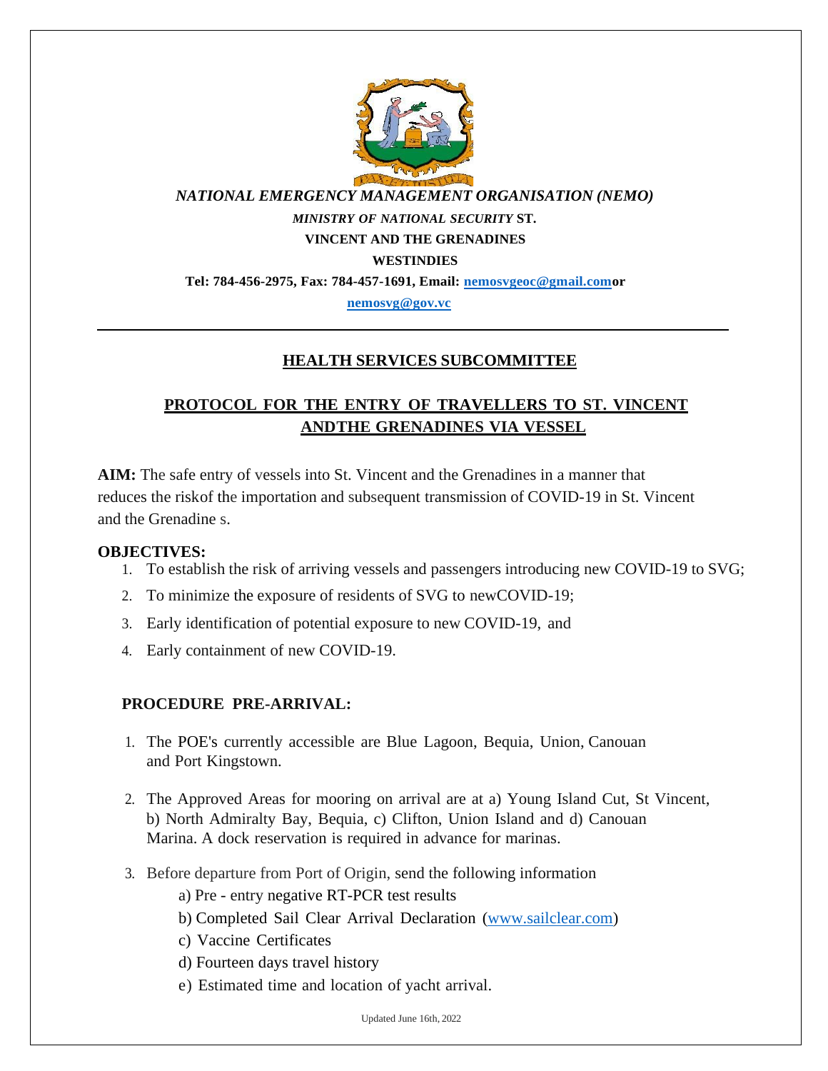*NATIONAL EMERGENCY MANAGEMENT ORGANISATION (NEMO)*

***MINISTRY OF NATIONAL SECURITY* ST.**

**VINCENT AND THE GRENADINES**

**WESTINDIES**

**Tel: 784-456-2975, Fax: 784-457-1691, Email: nemosvgeoc@gmail.comor**

**nemosvg@gov.vc**

---

## HEALTH SERVICES SUBCOMMITTEE

## PROTOCOL FOR THE ENTRY OF TRAVELLERS TO ST. VINCENT ANDTHE GRENADINES VIA VESSEL

**AIM:** The safe entry of vessels into St. Vincent and the Grenadines in a manner that reduces the riskof the importation and subsequent transmission of COVID-19 in St. Vincent and the Grenadine s.

**OBJECTIVES:**

1. To establish the risk of arriving vessels and passengers introducing new COVID-19 to SVG;
2. To minimize the exposure of residents of SVG to newCOVID-19;
3. Early identification of potential exposure to new COVID-19, and
4. Early containment of new COVID-19.

**PROCEDURE PRE-ARRIVAL:**

1. The POE's currently accessible are Blue Lagoon, Bequia, Union, Canouan and Port Kingstown.
2. The Approved Areas for mooring on arrival are at a) Young Island Cut, St Vincent, b) North Admiralty Bay, Bequia, c) Clifton, Union Island and d) Canouan Marina. A dock reservation is required in advance for marinas.
3. Before departure from Port of Origin, send the following information
   a) Pre - entry negative RT-PCR test results
   b) Completed Sail Clear Arrival Declaration (www.sailclear.com)
   c) Vaccine Certificates
   d) Fourteen days travel history
   e) Estimated time and location of yacht arrival.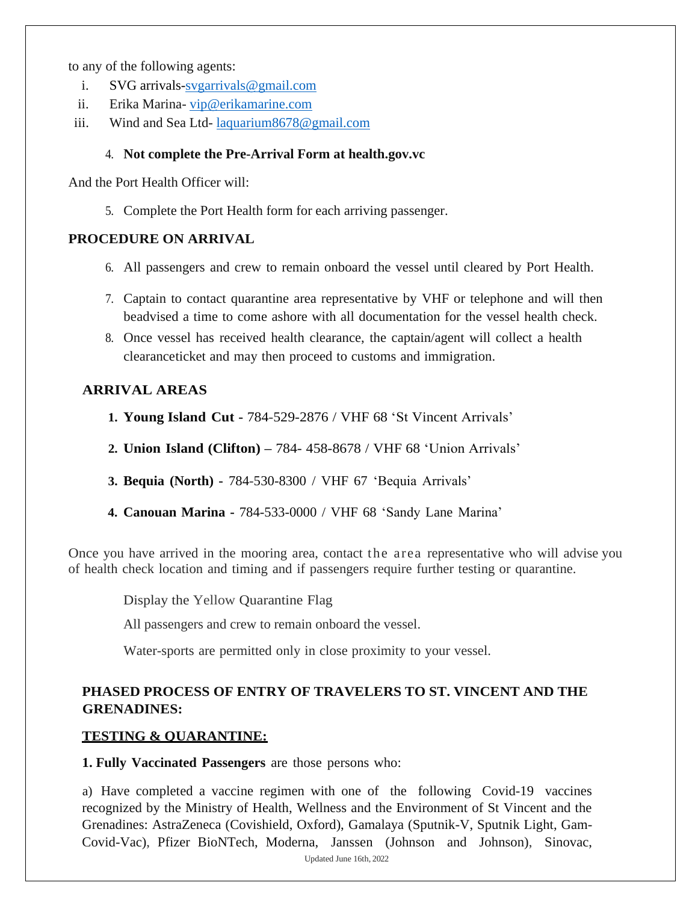to any of the following agents:

i. SVG arrivals-svgarrivals@gmail.com
ii. Erika Marina- vip@erikamarine.com
iii. Wind and Sea Ltd- laquarium8678@gmail.com

4. **Not complete the Pre-Arrival Form at health.gov.vc**

And the Port Health Officer will:

5. Complete the Port Health form for each arriving passenger.

## PROCEDURE ON ARRIVAL

6. All passengers and crew to remain onboard the vessel until cleared by Port Health.
7. Captain to contact quarantine area representative by VHF or telephone and will then beadvised a time to come ashore with all documentation for the vessel health check.
8. Once vessel has received health clearance, the captain/agent will collect a health clearanceticket and may then proceed to customs and immigration.

## ARRIVAL AREAS

1. **Young Island Cut -** 784-529-2876 / VHF 68 'St Vincent Arrivals'
2. **Union Island (Clifton) –** 784- 458-8678 / VHF 68 'Union Arrivals'
3. **Bequia (North)** - 784-530-8300 / VHF 67 'Bequia Arrivals'
4. **Canouan Marina -** 784-533-0000 / VHF 68 'Sandy Lane Marina'

Once you have arrived in the mooring area, contact the area representative who will advise you of health check location and timing and if passengers require further testing or quarantine.

Display the Yellow Quarantine Flag

All passengers and crew to remain onboard the vessel.

Water-sports are permitted only in close proximity to your vessel.

## PHASED PROCESS OF ENTRY OF TRAVELERS TO ST. VINCENT AND THE GRENADINES:

### TESTING & QUARANTINE:

**1. Fully Vaccinated Passengers** are those persons who:

a) Have completed a vaccine regimen with one of the following Covid-19 vaccines recognized by the Ministry of Health, Wellness and the Environment of St Vincent and the Grenadines: AstraZeneca (Covishield, Oxford), Gamalaya (Sputnik-V, Sputnik Light, Gam-Covid-Vac), Pfizer BioNTech, Moderna, Janssen (Johnson and Johnson), Sinovac,

Updated June 16th, 2022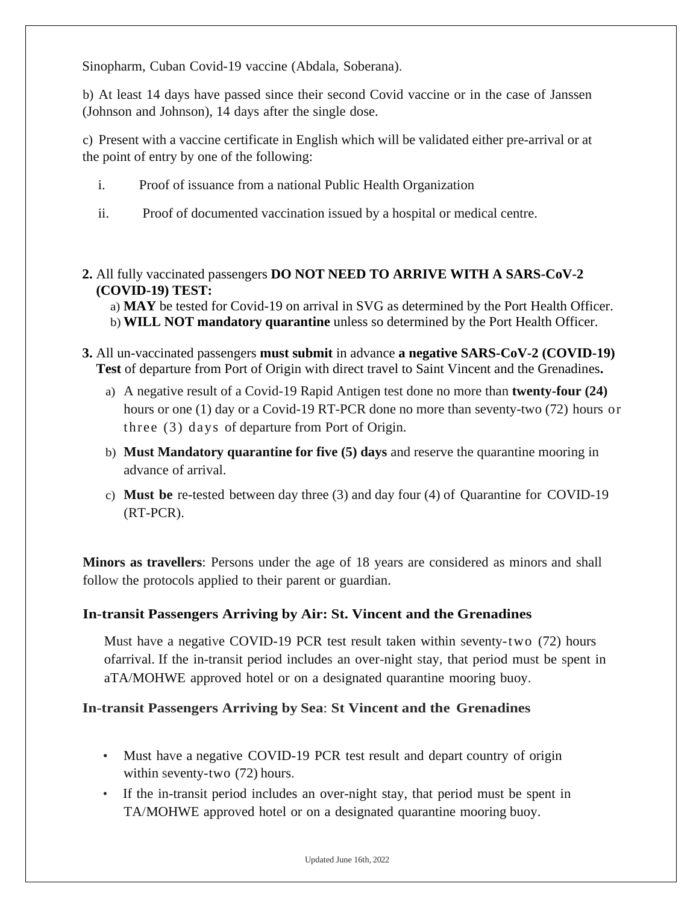Sinopharm, Cuban Covid-19 vaccine (Abdala, Soberana).

b) At least 14 days have passed since their second Covid vaccine or in the case of Janssen (Johnson and Johnson), 14 days after the single dose.

c) Present with a vaccine certificate in English which will be validated either pre-arrival or at the point of entry by one of the following:

i. Proof of issuance from a national Public Health Organization

ii. Proof of documented vaccination issued by a hospital or medical centre.

**2.** All fully vaccinated passengers **DO NOT NEED TO ARRIVE WITH A SARS-CoV-2 (COVID-19) TEST:**

a) **MAY** be tested for Covid-19 on arrival in SVG as determined by the Port Health Officer.
b) **WILL NOT mandatory quarantine** unless so determined by the Port Health Officer.

**3.** All un-vaccinated passengers **must submit** in advance **a negative SARS-CoV-2 (COVID-19) Test** of departure from Port of Origin with direct travel to Saint Vincent and the Grenadines**.**

a) A negative result of a Covid-19 Rapid Antigen test done no more than **twenty-four (24)** hours or one (1) day or a Covid-19 RT-PCR done no more than seventy-two (72) hours or three (3) days of departure from Port of Origin.

b) **Must Mandatory quarantine for five (5) days** and reserve the quarantine mooring in advance of arrival.

c) **Must be** re-tested between day three (3) and day four (4) of Quarantine for COVID-19 (RT-PCR).

**Minors as travellers**: Persons under the age of 18 years are considered as minors and shall follow the protocols applied to their parent or guardian.

### In-transit Passengers Arriving by Air: St. Vincent and the Grenadines

Must have a negative COVID-19 PCR test result taken within seventy-two (72) hours ofarrival. If the in-transit period includes an over-night stay, that period must be spent in aTA/MOHWE approved hotel or on a designated quarantine mooring buoy.

### In-transit Passengers Arriving by Sea: St Vincent and the Grenadines

- Must have a negative COVID-19 PCR test result and depart country of origin within seventy-two (72) hours.
- If the in-transit period includes an over-night stay, that period must be spent in TA/MOHWE approved hotel or on a designated quarantine mooring buoy.

Updated June 16th, 2022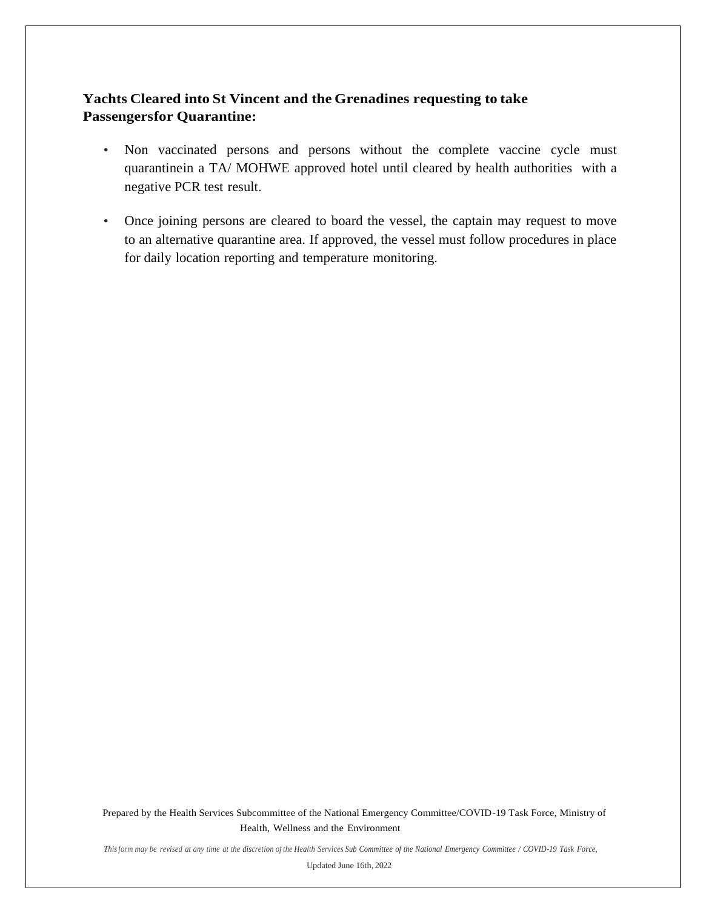**Yachts Cleared into St Vincent and the Grenadines requesting to take Passengersfor Quarantine:**

- Non vaccinated persons and persons without the complete vaccine cycle must quarantinein a TA/ MOHWE approved hotel until cleared by health authorities with a negative PCR test result.
- Once joining persons are cleared to board the vessel, the captain may request to move to an alternative quarantine area. If approved, the vessel must follow procedures in place for daily location reporting and temperature monitoring.